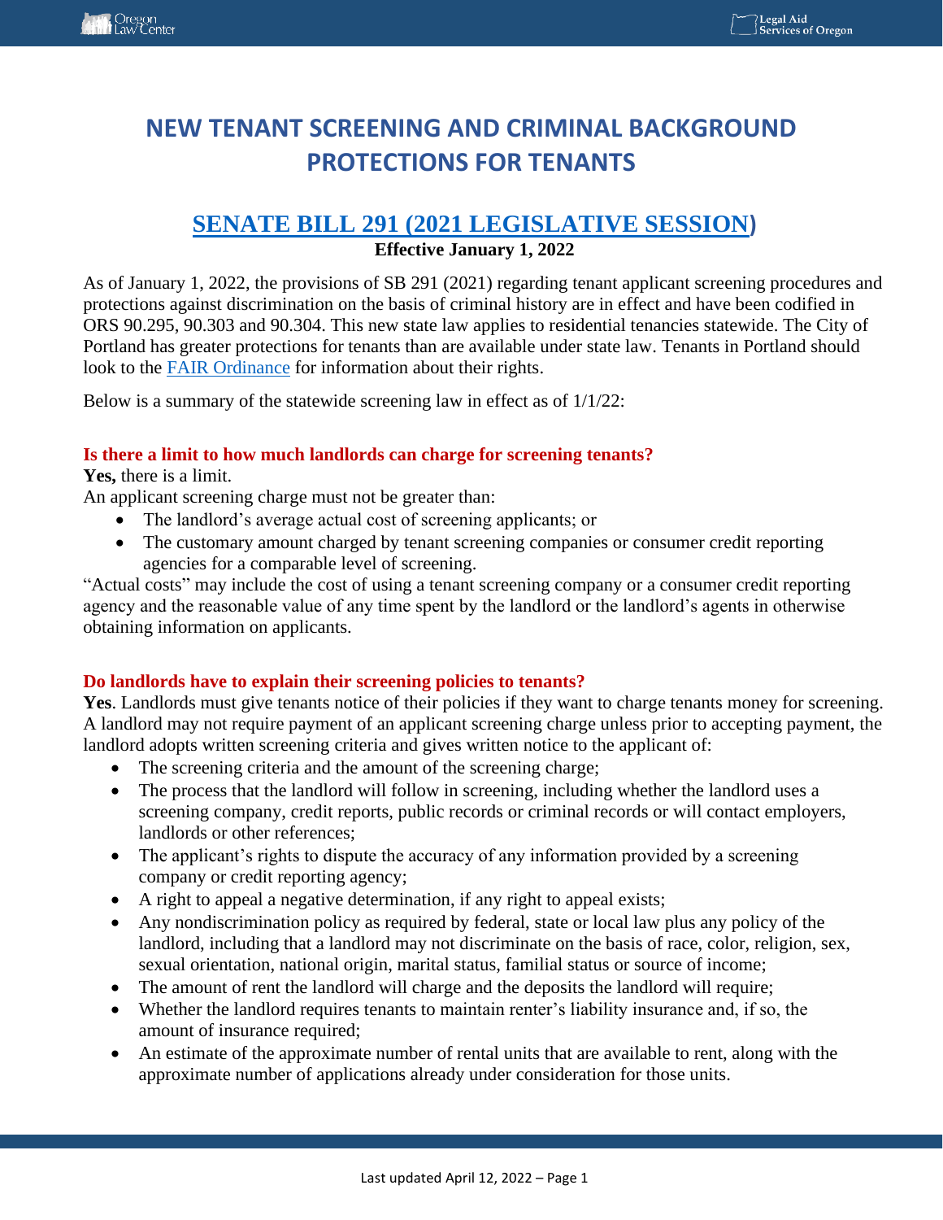# NEW TENANT SCREENING AND CRIMINAL BACKGROUND PROTECTIONS FOR TENANTS

## [SENATE BILL 291 (2021 LEGISLATIVE SESSION)]

**Effective January 1, 2022**

As of January 1, 2022, the provisions of SB 291 (2021) regarding tenant applicant screening procedures and protections against discrimination on the basis of criminal history are in effect and have been codified in ORS 90.295, 90.303 and 90.304. This new state law applies to residential tenancies statewide. The City of Portland has greater protections for tenants than are available under state law. Tenants in Portland should look to the FAIR Ordinance for information about their rights.

Below is a summary of the statewide screening law in effect as of 1/1/22:

### Is there a limit to how much landlords can charge for screening tenants?

**Yes,** there is a limit.

An applicant screening charge must not be greater than:

- The landlord's average actual cost of screening applicants; or
- The customary amount charged by tenant screening companies or consumer credit reporting agencies for a comparable level of screening.

"Actual costs" may include the cost of using a tenant screening company or a consumer credit reporting agency and the reasonable value of any time spent by the landlord or the landlord's agents in otherwise obtaining information on applicants.

### Do landlords have to explain their screening policies to tenants?

**Yes**. Landlords must give tenants notice of their policies if they want to charge tenants money for screening. A landlord may not require payment of an applicant screening charge unless prior to accepting payment, the landlord adopts written screening criteria and gives written notice to the applicant of:

- The screening criteria and the amount of the screening charge;
- The process that the landlord will follow in screening, including whether the landlord uses a screening company, credit reports, public records or criminal records or will contact employers, landlords or other references;
- The applicant's rights to dispute the accuracy of any information provided by a screening company or credit reporting agency;
- A right to appeal a negative determination, if any right to appeal exists;
- Any nondiscrimination policy as required by federal, state or local law plus any policy of the landlord, including that a landlord may not discriminate on the basis of race, color, religion, sex, sexual orientation, national origin, marital status, familial status or source of income;
- The amount of rent the landlord will charge and the deposits the landlord will require;
- Whether the landlord requires tenants to maintain renter's liability insurance and, if so, the amount of insurance required;
- An estimate of the approximate number of rental units that are available to rent, along with the approximate number of applications already under consideration for those units.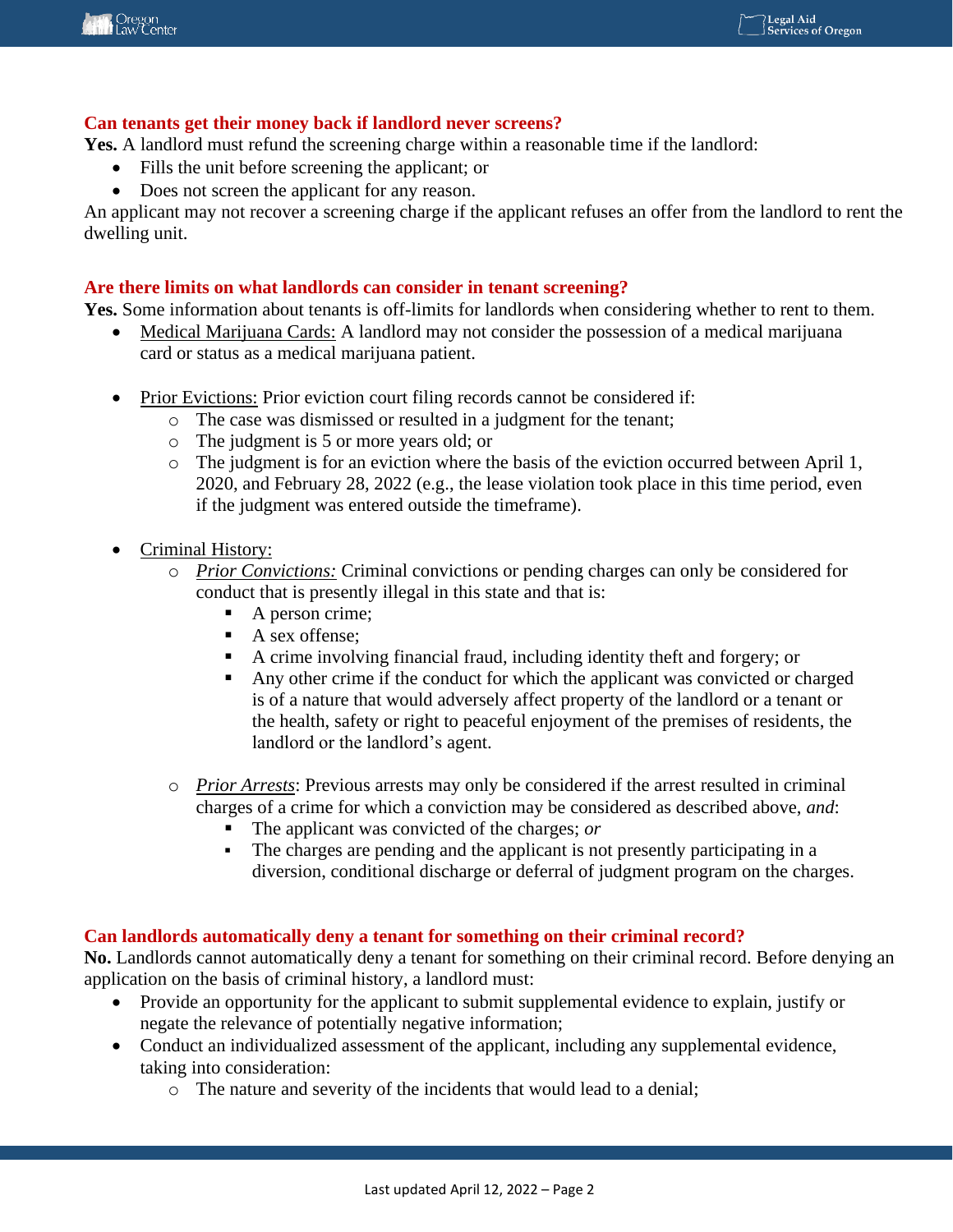### Can tenants get their money back if landlord never screens?

**Yes.** A landlord must refund the screening charge within a reasonable time if the landlord:

- Fills the unit before screening the applicant; or
- Does not screen the applicant for any reason.

An applicant may not recover a screening charge if the applicant refuses an offer from the landlord to rent the dwelling unit.

### Are there limits on what landlords can consider in tenant screening?

**Yes.** Some information about tenants is off-limits for landlords when considering whether to rent to them.

- <u>Medical Marijuana Cards:</u> A landlord may not consider the possession of a medical marijuana card or status as a medical marijuana patient.

- <u>Prior Evictions:</u> Prior eviction court filing records cannot be considered if:
  - The case was dismissed or resulted in a judgment for the tenant;
  - The judgment is 5 or more years old; or
  - The judgment is for an eviction where the basis of the eviction occurred between April 1, 2020, and February 28, 2022 (e.g., the lease violation took place in this time period, even if the judgment was entered outside the timeframe).

- <u>Criminal History:</u>
  - <u>*Prior Convictions:*</u> Criminal convictions or pending charges can only be considered for conduct that is presently illegal in this state and that is:
    - A person crime;
    - A sex offense;
    - A crime involving financial fraud, including identity theft and forgery; or
    - Any other crime if the conduct for which the applicant was convicted or charged is of a nature that would adversely affect property of the landlord or a tenant or the health, safety or right to peaceful enjoyment of the premises of residents, the landlord or the landlord's agent.

  - <u>*Prior Arrests*</u>: Previous arrests may only be considered if the arrest resulted in criminal charges of a crime for which a conviction may be considered as described above, *and*:
    - The applicant was convicted of the charges; *or*
    - The charges are pending and the applicant is not presently participating in a diversion, conditional discharge or deferral of judgment program on the charges.

### Can landlords automatically deny a tenant for something on their criminal record?

**No.** Landlords cannot automatically deny a tenant for something on their criminal record. Before denying an application on the basis of criminal history, a landlord must:

- Provide an opportunity for the applicant to submit supplemental evidence to explain, justify or negate the relevance of potentially negative information;
- Conduct an individualized assessment of the applicant, including any supplemental evidence, taking into consideration:
  - The nature and severity of the incidents that would lead to a denial;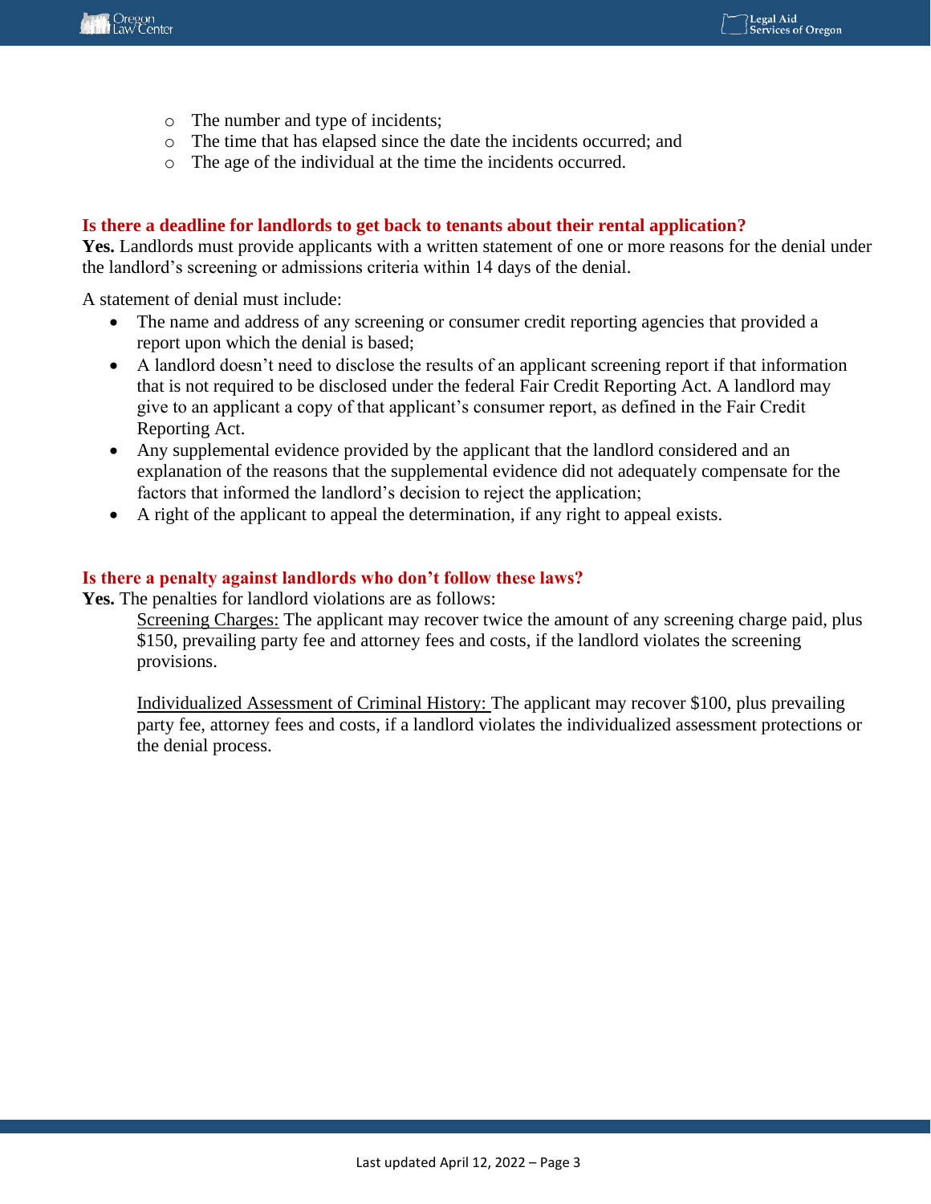- The number and type of incidents;
- The time that has elapsed since the date the incidents occurred; and
- The age of the individual at the time the incidents occurred.

### Is there a deadline for landlords to get back to tenants about their rental application?

**Yes.** Landlords must provide applicants with a written statement of one or more reasons for the denial under the landlord's screening or admissions criteria within 14 days of the denial.

A statement of denial must include:

- The name and address of any screening or consumer credit reporting agencies that provided a report upon which the denial is based;
- A landlord doesn't need to disclose the results of an applicant screening report if that information that is not required to be disclosed under the federal Fair Credit Reporting Act. A landlord may give to an applicant a copy of that applicant's consumer report, as defined in the Fair Credit Reporting Act.
- Any supplemental evidence provided by the applicant that the landlord considered and an explanation of the reasons that the supplemental evidence did not adequately compensate for the factors that informed the landlord's decision to reject the application;
- A right of the applicant to appeal the determination, if any right to appeal exists.

### Is there a penalty against landlords who don't follow these laws?

**Yes.** The penalties for landlord violations are as follows:

Screening Charges: The applicant may recover twice the amount of any screening charge paid, plus $150, prevailing party fee and attorney fees and costs, if the landlord violates the screening provisions.

Individualized Assessment of Criminal History: The applicant may recover $100, plus prevailing party fee, attorney fees and costs, if a landlord violates the individualized assessment protections or the denial process.